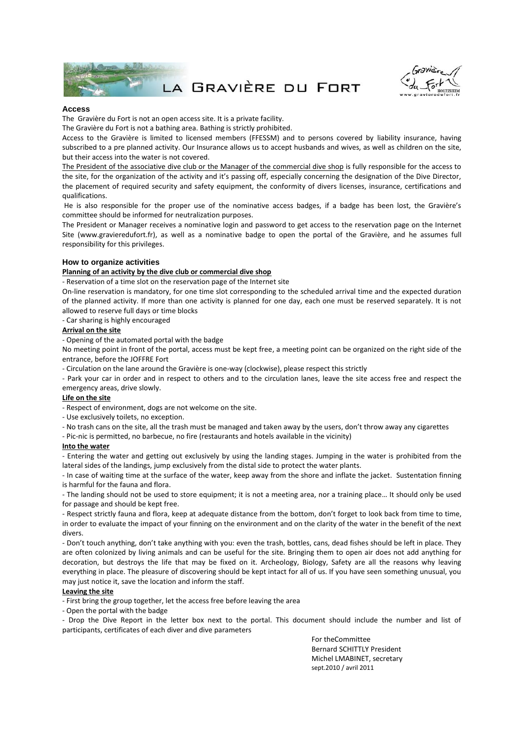# La Gravière du Fort

## Access

The Gravière du Fort is not an open access site. It is a private facility.

The Gravière du Fort is not a bathing area. Bathing is strictly prohibited.

Access to the Gravière is limited to licensed members (FFESSM) and to persons covered by liability insurance, having subscribed to a pre planned activity. Our Insurance allows us to accept husbands and wives, as well as children on the site, but their access into the water is not covered.

The President of the associative dive club or the Manager of the commercial dive shop is fully responsible for the access to the site, for the organization of the activity and it's passing off, especially concerning the designation of the Dive Director, the placement of required security and safety equipment, the conformity of divers licenses, insurance, certifications and qualifications.

He is also responsible for the proper use of the nominative access badges, if a badge has been lost, the Gravière's committee should be informed for neutralization purposes.

The President or Manager receives a nominative login and password to get access to the reservation page on the Internet Site (www.gravieredufort.fr), as well as a nominative badge to open the portal of the Gravière, and he assumes full responsibility for this privileges.

## How to organize activities

**Planning of an activity by the dive club or commercial dive shop**

- Reservation of a time slot on the reservation page of the Internet site

On-line reservation is mandatory, for one time slot corresponding to the scheduled arrival time and the expected duration of the planned activity. If more than one activity is planned for one day, each one must be reserved separately. It is not allowed to reserve full days or time blocks

- Car sharing is highly encouraged

**Arrival on the site**

- Opening of the automated portal with the badge

No meeting point in front of the portal, access must be kept free, a meeting point can be organized on the right side of the entrance, before the JOFFRE Fort

- Circulation on the lane around the Gravière is one-way (clockwise), please respect this strictly
- Park your car in order and in respect to others and to the circulation lanes, leave the site access free and respect the emergency areas, drive slowly.

**Life on the site**

- Respect of environment, dogs are not welcome on the site.
- Use exclusively toilets, no exception.
- No trash cans on the site, all the trash must be managed and taken away by the users, don't throw away any cigarettes
- Pic-nic is permitted, no barbecue, no fire (restaurants and hotels available in the vicinity)

**Into the water**

- Entering the water and getting out exclusively by using the landing stages. Jumping in the water is prohibited from the lateral sides of the landings, jump exclusively from the distal side to protect the water plants.
- In case of waiting time at the surface of the water, keep away from the shore and inflate the jacket. Sustentation finning is harmful for the fauna and flora.
- The landing should not be used to store equipment; it is not a meeting area, nor a training place… It should only be used for passage and should be kept free.
- Respect strictly fauna and flora, keep at adequate distance from the bottom, don't forget to look back from time to time, in order to evaluate the impact of your finning on the environment and on the clarity of the water in the benefit of the next divers.
- Don't touch anything, don't take anything with you: even the trash, bottles, cans, dead fishes should be left in place. They are often colonized by living animals and can be useful for the site. Bringing them to open air does not add anything for decoration, but destroys the life that may be fixed on it. Archeology, Biology, Safety are all the reasons why leaving everything in place. The pleasure of discovering should be kept intact for all of us. If you have seen something unusual, you may just notice it, save the location and inform the staff.

**Leaving the site**

- First bring the group together, let the access free before leaving the area
- Open the portal with the badge
- Drop the Dive Report in the letter box next to the portal. This document should include the number and list of participants, certificates of each diver and dive parameters

For theCommittee
Bernard SCHITTLY President
Michel LMABINET, secretary
sept.2010 / avril 2011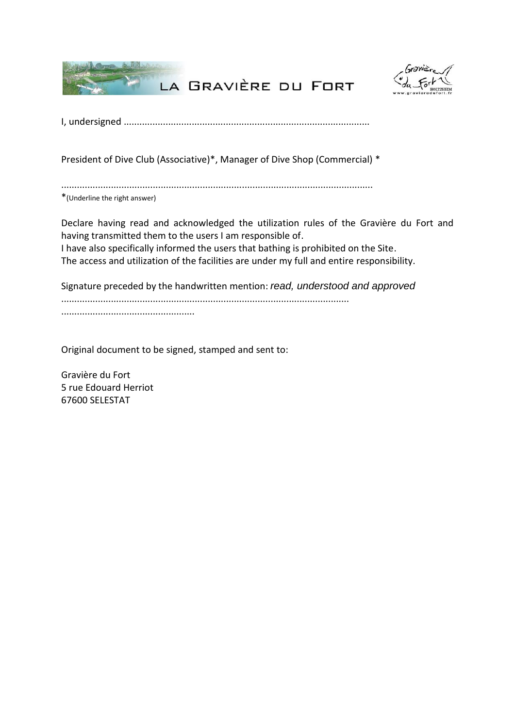LA GRAVIÈRE DU FORT

I, undersigned ..............................................................................................

President of Dive Club (Associative)*, Manager of Dive Shop (Commercial) *

......................................................................................................................

*(Underline the right answer)

Declare having read and acknowledged the utilization rules of the Gravière du Fort and having transmitted them to the users I am responsible of.
I have also specifically informed the users that bathing is prohibited on the Site.
The access and utilization of the facilities are under my full and entire responsibility.

Signature preceded by the handwritten mention: *read, understood and approved*

..............................................................................................................

..................................................

Original document to be signed, stamped and sent to:

Gravière du Fort
5 rue Edouard Herriot
67600 SELESTAT